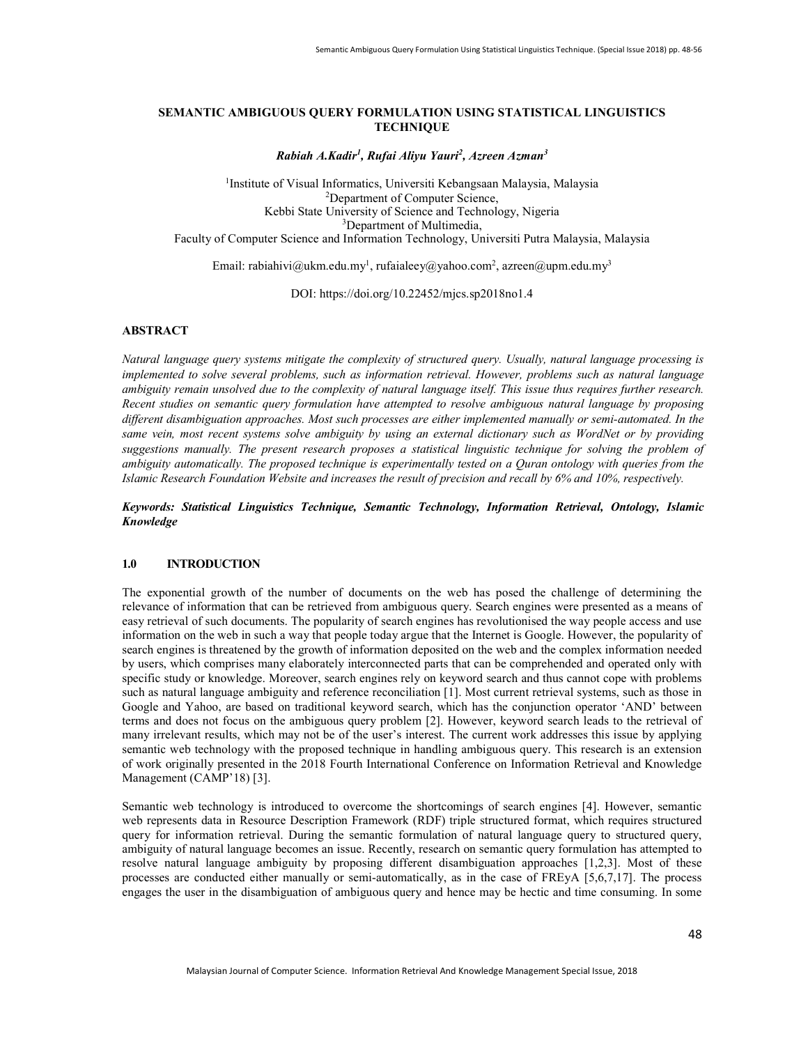# SEMANTIC AMBIGUOUS QUERY FORMULATION USING STATISTICAL LINGUISTICS TECHNIQUE

***Rabiah A.Kadir[1], Rufai Aliyu Yauri[2], Azreen Azman[3]***

[1]Institute of Visual Informatics, Universiti Kebangsaan Malaysia, Malaysia
[2]Department of Computer Science,
Kebbi State University of Science and Technology, Nigeria
[3]Department of Multimedia,
Faculty of Computer Science and Information Technology, Universiti Putra Malaysia, Malaysia

Email: rabiahivi@ukm.edu.my[1], rufaialeey@yahoo.com[2], azreen@upm.edu.my[3]

DOI: https://doi.org/10.22452/mjcs.sp2018no1.4

## ABSTRACT

*Natural language query systems mitigate the complexity of structured query. Usually, natural language processing is implemented to solve several problems, such as information retrieval. However, problems such as natural language ambiguity remain unsolved due to the complexity of natural language itself. This issue thus requires further research. Recent studies on semantic query formulation have attempted to resolve ambiguous natural language by proposing different disambiguation approaches. Most such processes are either implemented manually or semi-automated. In the same vein, most recent systems solve ambiguity by using an external dictionary such as WordNet or by providing suggestions manually. The present research proposes a statistical linguistic technique for solving the problem of ambiguity automatically. The proposed technique is experimentally tested on a Quran ontology with queries from the Islamic Research Foundation Website and increases the result of precision and recall by 6% and 10%, respectively.*

***Keywords: Statistical Linguistics Technique, Semantic Technology, Information Retrieval, Ontology, Islamic Knowledge***

## 1.0 INTRODUCTION

The exponential growth of the number of documents on the web has posed the challenge of determining the relevance of information that can be retrieved from ambiguous query. Search engines were presented as a means of easy retrieval of such documents. The popularity of search engines has revolutionised the way people access and use information on the web in such a way that people today argue that the Internet is Google. However, the popularity of search engines is threatened by the growth of information deposited on the web and the complex information needed by users, which comprises many elaborately interconnected parts that can be comprehended and operated only with specific study or knowledge. Moreover, search engines rely on keyword search and thus cannot cope with problems such as natural language ambiguity and reference reconciliation [1]. Most current retrieval systems, such as those in Google and Yahoo, are based on traditional keyword search, which has the conjunction operator 'AND' between terms and does not focus on the ambiguous query problem [2]. However, keyword search leads to the retrieval of many irrelevant results, which may not be of the user's interest. The current work addresses this issue by applying semantic web technology with the proposed technique in handling ambiguous query. This research is an extension of work originally presented in the 2018 Fourth International Conference on Information Retrieval and Knowledge Management (CAMP'18) [3].

Semantic web technology is introduced to overcome the shortcomings of search engines [4]. However, semantic web represents data in Resource Description Framework (RDF) triple structured format, which requires structured query for information retrieval. During the semantic formulation of natural language query to structured query, ambiguity of natural language becomes an issue. Recently, research on semantic query formulation has attempted to resolve natural language ambiguity by proposing different disambiguation approaches [1,2,3]. Most of these processes are conducted either manually or semi-automatically, as in the case of FREyA [5,6,7,17]. The process engages the user in the disambiguation of ambiguous query and hence may be hectic and time consuming. In some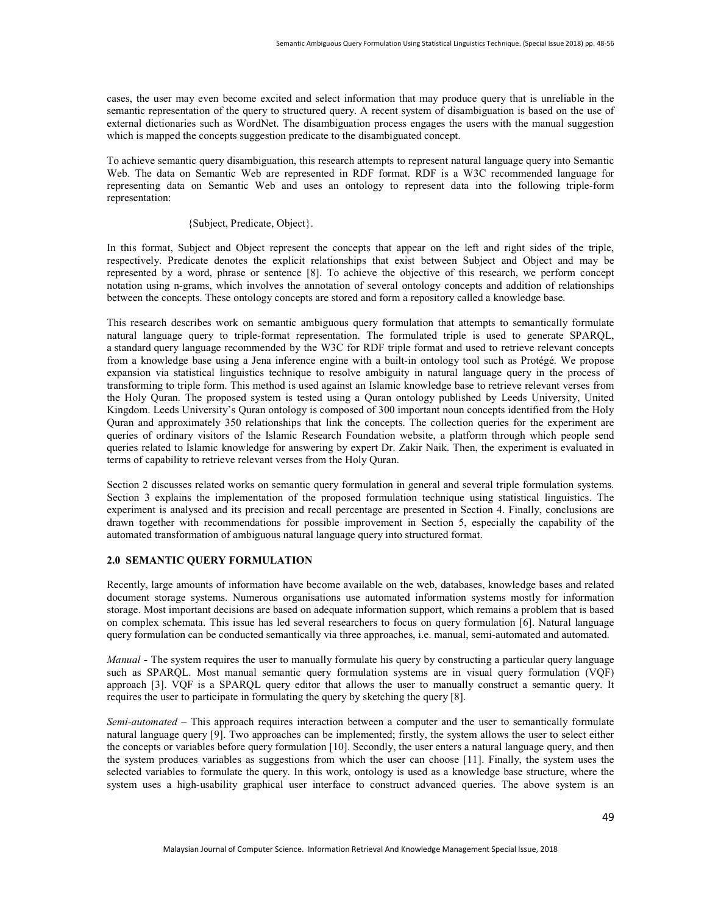cases, the user may even become excited and select information that may produce query that is unreliable in the semantic representation of the query to structured query. A recent system of disambiguation is based on the use of external dictionaries such as WordNet. The disambiguation process engages the users with the manual suggestion which is mapped the concepts suggestion predicate to the disambiguated concept.

To achieve semantic query disambiguation, this research attempts to represent natural language query into Semantic Web. The data on Semantic Web are represented in RDF format. RDF is a W3C recommended language for representing data on Semantic Web and uses an ontology to represent data into the following triple-form representation:

{Subject, Predicate, Object}.

In this format, Subject and Object represent the concepts that appear on the left and right sides of the triple, respectively. Predicate denotes the explicit relationships that exist between Subject and Object and may be represented by a word, phrase or sentence [8]. To achieve the objective of this research, we perform concept notation using n-grams, which involves the annotation of several ontology concepts and addition of relationships between the concepts. These ontology concepts are stored and form a repository called a knowledge base.

This research describes work on semantic ambiguous query formulation that attempts to semantically formulate natural language query to triple-format representation. The formulated triple is used to generate SPARQL, a standard query language recommended by the W3C for RDF triple format and used to retrieve relevant concepts from a knowledge base using a Jena inference engine with a built-in ontology tool such as Protégé. We propose expansion via statistical linguistics technique to resolve ambiguity in natural language query in the process of transforming to triple form. This method is used against an Islamic knowledge base to retrieve relevant verses from the Holy Quran. The proposed system is tested using a Quran ontology published by Leeds University, United Kingdom. Leeds University's Quran ontology is composed of 300 important noun concepts identified from the Holy Quran and approximately 350 relationships that link the concepts. The collection queries for the experiment are queries of ordinary visitors of the Islamic Research Foundation website, a platform through which people send queries related to Islamic knowledge for answering by expert Dr. Zakir Naik. Then, the experiment is evaluated in terms of capability to retrieve relevant verses from the Holy Quran.

Section 2 discusses related works on semantic query formulation in general and several triple formulation systems. Section 3 explains the implementation of the proposed formulation technique using statistical linguistics. The experiment is analysed and its precision and recall percentage are presented in Section 4. Finally, conclusions are drawn together with recommendations for possible improvement in Section 5, especially the capability of the automated transformation of ambiguous natural language query into structured format.

## 2.0 SEMANTIC QUERY FORMULATION

Recently, large amounts of information have become available on the web, databases, knowledge bases and related document storage systems. Numerous organisations use automated information systems mostly for information storage. Most important decisions are based on adequate information support, which remains a problem that is based on complex schemata. This issue has led several researchers to focus on query formulation [6]. Natural language query formulation can be conducted semantically via three approaches, i.e. manual, semi-automated and automated.

*Manual* **-** The system requires the user to manually formulate his query by constructing a particular query language such as SPARQL. Most manual semantic query formulation systems are in visual query formulation (VQF) approach [3]. VQF is a SPARQL query editor that allows the user to manually construct a semantic query. It requires the user to participate in formulating the query by sketching the query [8].

*Semi-automated* – This approach requires interaction between a computer and the user to semantically formulate natural language query [9]. Two approaches can be implemented; firstly, the system allows the user to select either the concepts or variables before query formulation [10]. Secondly, the user enters a natural language query, and then the system produces variables as suggestions from which the user can choose [11]. Finally, the system uses the selected variables to formulate the query. In this work, ontology is used as a knowledge base structure, where the system uses a high-usability graphical user interface to construct advanced queries. The above system is an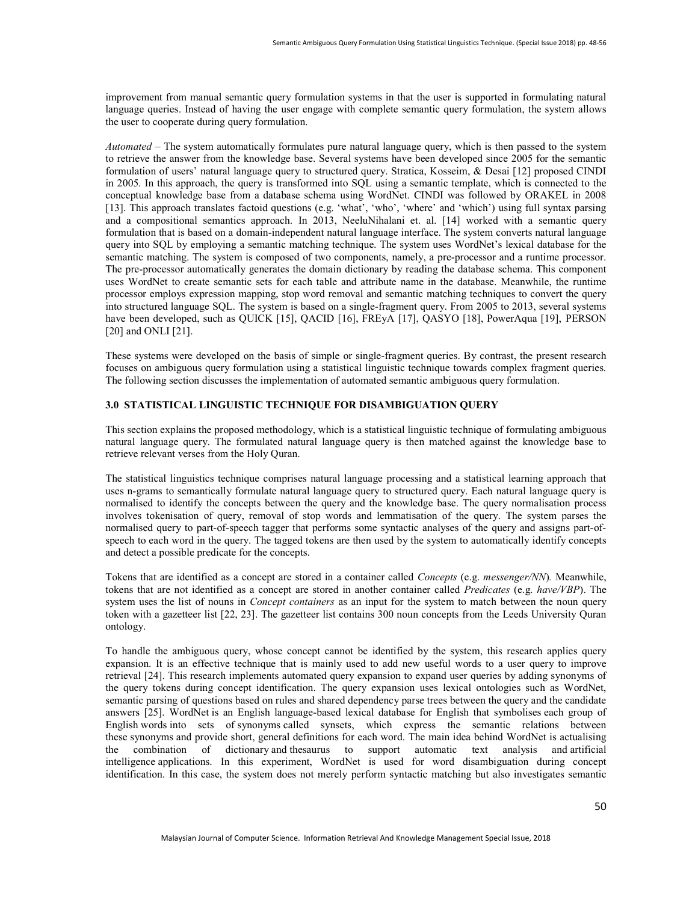improvement from manual semantic query formulation systems in that the user is supported in formulating natural language queries. Instead of having the user engage with complete semantic query formulation, the system allows the user to cooperate during query formulation.

*Automated* – The system automatically formulates pure natural language query, which is then passed to the system to retrieve the answer from the knowledge base. Several systems have been developed since 2005 for the semantic formulation of users' natural language query to structured query. Stratica, Kosseim, & Desai [12] proposed CINDI in 2005. In this approach, the query is transformed into SQL using a semantic template, which is connected to the conceptual knowledge base from a database schema using WordNet. CINDI was followed by ORAKEL in 2008 [13]. This approach translates factoid questions (e.g. 'what', 'who', 'where' and 'which') using full syntax parsing and a compositional semantics approach. In 2013, NeeluNihalani et. al. [14] worked with a semantic query formulation that is based on a domain-independent natural language interface. The system converts natural language query into SQL by employing a semantic matching technique. The system uses WordNet's lexical database for the semantic matching. The system is composed of two components, namely, a pre-processor and a runtime processor. The pre-processor automatically generates the domain dictionary by reading the database schema. This component uses WordNet to create semantic sets for each table and attribute name in the database. Meanwhile, the runtime processor employs expression mapping, stop word removal and semantic matching techniques to convert the query into structured language SQL. The system is based on a single-fragment query. From 2005 to 2013, several systems have been developed, such as QUICK [15], QACID [16], FREyA [17], QASYO [18], PowerAqua [19], PERSON [20] and ONLI [21].

These systems were developed on the basis of simple or single-fragment queries. By contrast, the present research focuses on ambiguous query formulation using a statistical linguistic technique towards complex fragment queries. The following section discusses the implementation of automated semantic ambiguous query formulation.

## 3.0 STATISTICAL LINGUISTIC TECHNIQUE FOR DISAMBIGUATION QUERY

This section explains the proposed methodology, which is a statistical linguistic technique of formulating ambiguous natural language query. The formulated natural language query is then matched against the knowledge base to retrieve relevant verses from the Holy Quran.

The statistical linguistics technique comprises natural language processing and a statistical learning approach that uses n-grams to semantically formulate natural language query to structured query. Each natural language query is normalised to identify the concepts between the query and the knowledge base. The query normalisation process involves tokenisation of query, removal of stop words and lemmatisation of the query. The system parses the normalised query to part-of-speech tagger that performs some syntactic analyses of the query and assigns part-of-speech to each word in the query. The tagged tokens are then used by the system to automatically identify concepts and detect a possible predicate for the concepts.

Tokens that are identified as a concept are stored in a container called *Concepts* (e.g. *messenger/NN*). Meanwhile, tokens that are not identified as a concept are stored in another container called *Predicates* (e.g. *have/VBP*). The system uses the list of nouns in *Concept containers* as an input for the system to match between the noun query token with a gazetteer list [22, 23]. The gazetteer list contains 300 noun concepts from the Leeds University Quran ontology.

To handle the ambiguous query, whose concept cannot be identified by the system, this research applies query expansion. It is an effective technique that is mainly used to add new useful words to a user query to improve retrieval [24]. This research implements automated query expansion to expand user queries by adding synonyms of the query tokens during concept identification. The query expansion uses lexical ontologies such as WordNet, semantic parsing of questions based on rules and shared dependency parse trees between the query and the candidate answers [25]. WordNet is an English language-based lexical database for English that symbolises each group of English words into sets of synonyms called synsets, which express the semantic relations between these synonyms and provide short, general definitions for each word. The main idea behind WordNet is actualising the combination of dictionary and thesaurus to support automatic text analysis and artificial intelligence applications. In this experiment, WordNet is used for word disambiguation during concept identification. In this case, the system does not merely perform syntactic matching but also investigates semantic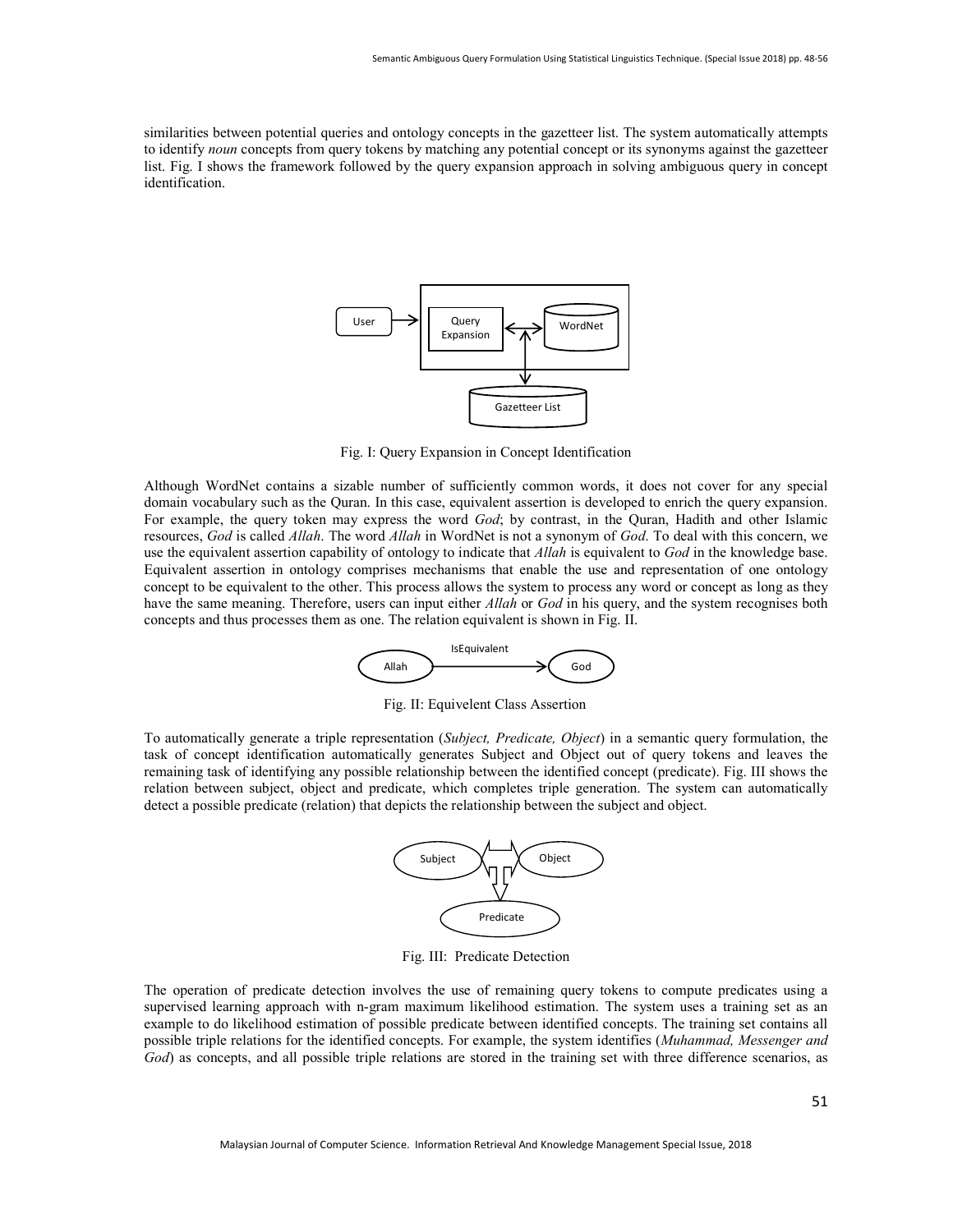similarities between potential queries and ontology concepts in the gazetteer list. The system automatically attempts to identify *noun* concepts from query tokens by matching any potential concept or its synonyms against the gazetteer list. Fig. I shows the framework followed by the query expansion approach in solving ambiguous query in concept identification.

Fig. I: Query Expansion in Concept Identification

Although WordNet contains a sizable number of sufficiently common words, it does not cover for any special domain vocabulary such as the Quran. In this case, equivalent assertion is developed to enrich the query expansion. For example, the query token may express the word *God*; by contrast, in the Quran, Hadith and other Islamic resources, *God* is called *Allah*. The word *Allah* in WordNet is not a synonym of *God*. To deal with this concern, we use the equivalent assertion capability of ontology to indicate that *Allah* is equivalent to *God* in the knowledge base. Equivalent assertion in ontology comprises mechanisms that enable the use and representation of one ontology concept to be equivalent to the other. This process allows the system to process any word or concept as long as they have the same meaning. Therefore, users can input either *Allah* or *God* in his query, and the system recognises both concepts and thus processes them as one. The relation equivalent is shown in Fig. II.

Fig. II: Equivelent Class Assertion

To automatically generate a triple representation (*Subject, Predicate, Object*) in a semantic query formulation, the task of concept identification automatically generates Subject and Object out of query tokens and leaves the remaining task of identifying any possible relationship between the identified concept (predicate). Fig. III shows the relation between subject, object and predicate, which completes triple generation. The system can automatically detect a possible predicate (relation) that depicts the relationship between the subject and object.

Fig. III: Predicate Detection

The operation of predicate detection involves the use of remaining query tokens to compute predicates using a supervised learning approach with n-gram maximum likelihood estimation. The system uses a training set as an example to do likelihood estimation of possible predicate between identified concepts. The training set contains all possible triple relations for the identified concepts. For example, the system identifies (*Muhammad, Messenger and God*) as concepts, and all possible triple relations are stored in the training set with three difference scenarios, as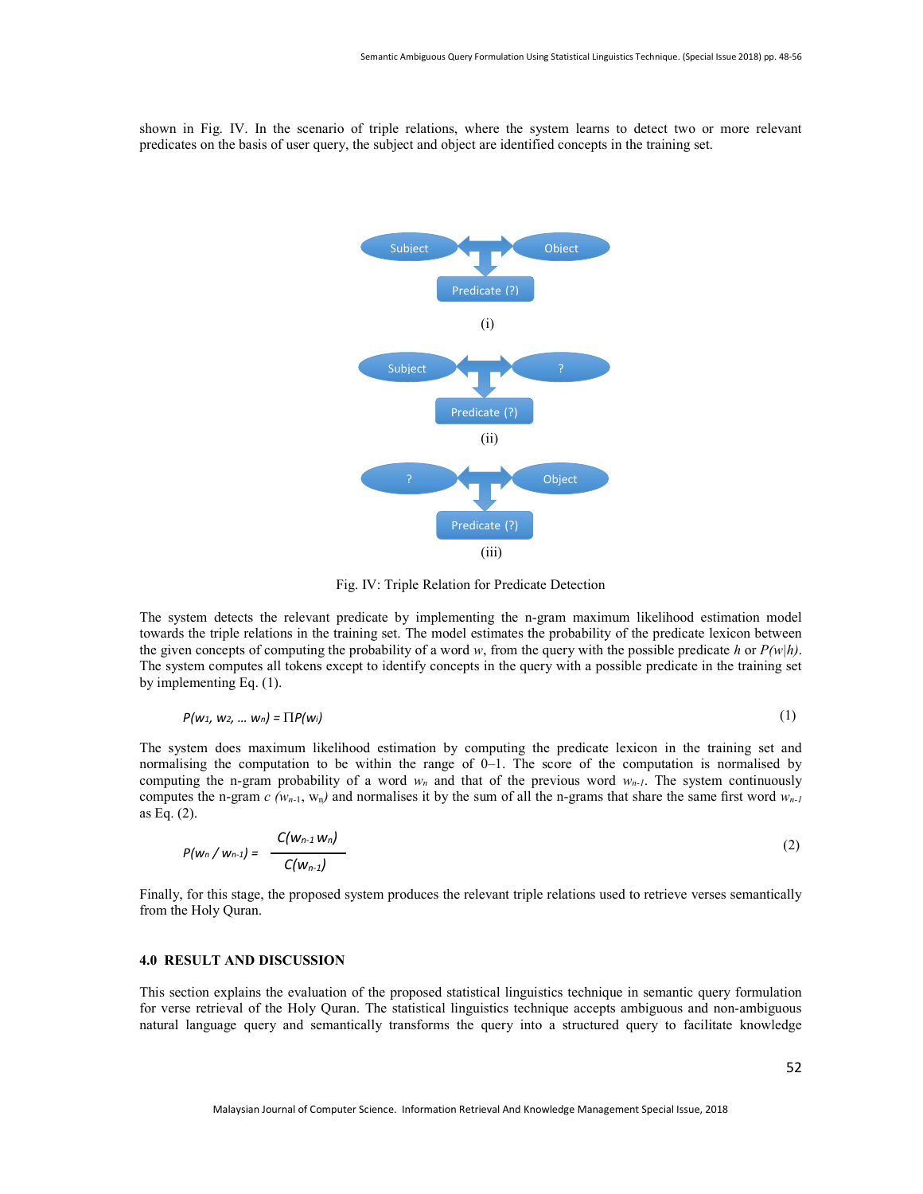shown in Fig. IV. In the scenario of triple relations, where the system learns to detect two or more relevant predicates on the basis of user query, the subject and object are identified concepts in the training set.

Subject ⟷ Object
Predicate (?)

(i)

Subject ⟷ ?
Predicate (?)

(ii)

? ⟷ Object
Predicate (?)

(iii)

Fig. IV: Triple Relation for Predicate Detection

The system detects the relevant predicate by implementing the n-gram maximum likelihood estimation model towards the triple relations in the training set. The model estimates the probability of the predicate lexicon between the given concepts of computing the probability of a word $w$, from the query with the possible predicate $h$ or $P(w|h)$. The system computes all tokens except to identify concepts in the query with a possible predicate in the training set by implementing Eq. (1).

$$P(w_1, w_2, \ldots w_n) = \prod P(w_i) \tag{1}$$

The system does maximum likelihood estimation by computing the predicate lexicon in the training set and normalising the computation to be within the range of 0–1. The score of the computation is normalised by computing the n-gram probability of a word $w_n$ and that of the previous word $w_{n-1}$. The system continuously computes the n-gram $c\ (w_{n-1}, w_n)$ and normalises it by the sum of all the n-grams that share the same first word $w_{n-1}$ as Eq. (2).

$$P(w_n / w_{n-1}) = \frac{C(w_{n-1}\, w_n)}{C(w_{n-1})} \tag{2}$$

Finally, for this stage, the proposed system produces the relevant triple relations used to retrieve verses semantically from the Holy Quran.

## 4.0 RESULT AND DISCUSSION

This section explains the evaluation of the proposed statistical linguistics technique in semantic query formulation for verse retrieval of the Holy Quran. The statistical linguistics technique accepts ambiguous and non-ambiguous natural language query and semantically transforms the query into a structured query to facilitate knowledge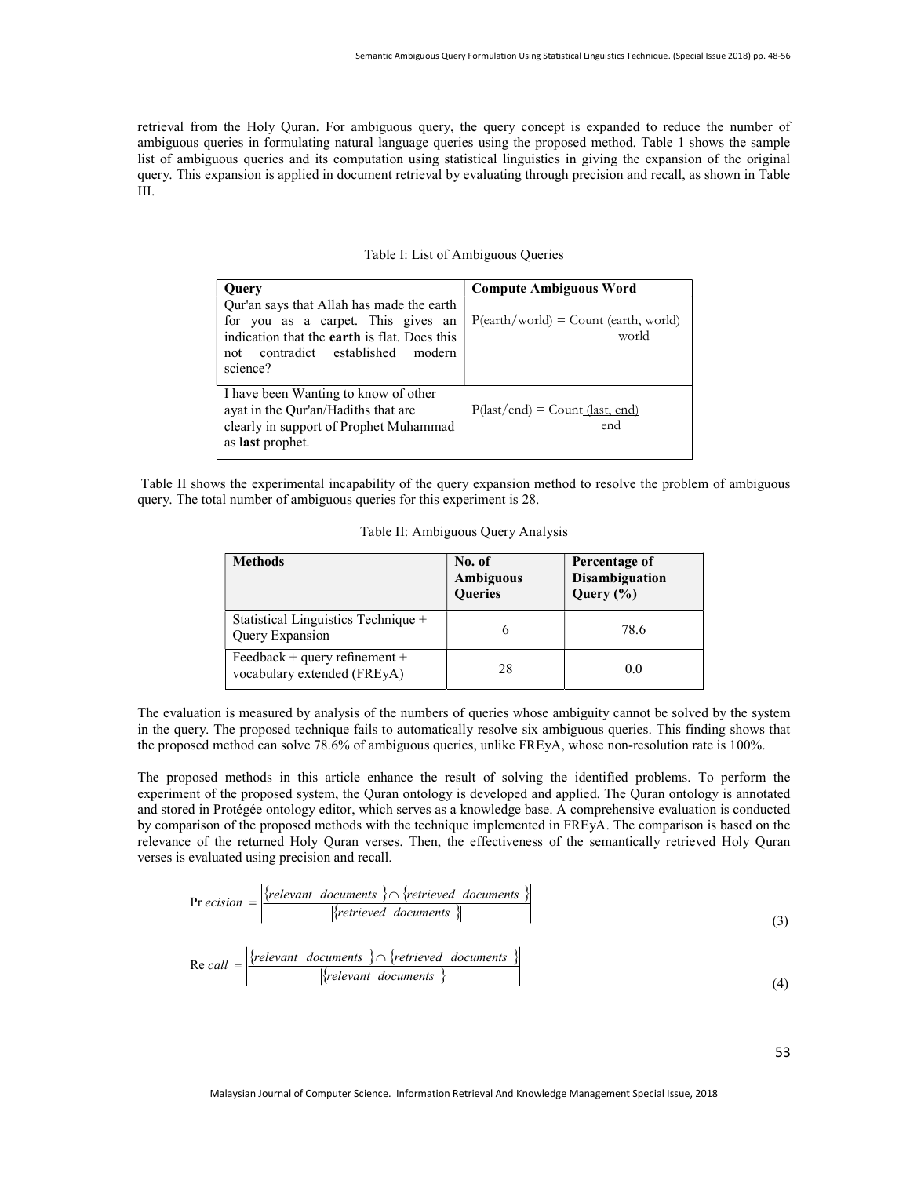retrieval from the Holy Quran. For ambiguous query, the query concept is expanded to reduce the number of ambiguous queries in formulating natural language queries using the proposed method. Table 1 shows the sample list of ambiguous queries and its computation using statistical linguistics in giving the expansion of the original query. This expansion is applied in document retrieval by evaluating through precision and recall, as shown in Table III.

Table I: List of Ambiguous Queries

| Query | Compute Ambiguous Word |
|---|---|
| Qur'an says that Allah has made the earth for you as a carpet. This gives an indication that the **earth** is flat. Does this not contradict established modern science? | $P(earth/world) = \frac{Count(earth, world)}{world}$ |
| I have been Wanting to know of other ayat in the Qur'an/Hadiths that are clearly in support of Prophet Muhammad as **last** prophet. | $P(last/end) = \frac{Count(last, end)}{end}$ |

Table II shows the experimental incapability of the query expansion method to resolve the problem of ambiguous query. The total number of ambiguous queries for this experiment is 28.

Table II: Ambiguous Query Analysis

| Methods | No. of Ambiguous Queries | Percentage of Disambiguation Query (%) |
|---|---|---|
| Statistical Linguistics Technique + Query Expansion | 6 | 78.6 |
| Feedback + query refinement + vocabulary extended (FREyA) | 28 | 0.0 |

The evaluation is measured by analysis of the numbers of queries whose ambiguity cannot be solved by the system in the query. The proposed technique fails to automatically resolve six ambiguous queries. This finding shows that the proposed method can solve 78.6% of ambiguous queries, unlike FREyA, whose non-resolution rate is 100%.

The proposed methods in this article enhance the result of solving the identified problems. To perform the experiment of the proposed system, the Quran ontology is developed and applied. The Quran ontology is annotated and stored in Protégée ontology editor, which serves as a knowledge base. A comprehensive evaluation is conducted by comparison of the proposed methods with the technique implemented in FREyA. The comparison is based on the relevance of the returned Holy Quran verses. Then, the effectiveness of the semantically retrieved Holy Quran verses is evaluated using precision and recall.

$$Precision = \left| \frac{\{relevant\ documents\} \cap \{retrieved\ documents\}}{|\{retrieved\ documents\}|} \right| \tag{3}$$

$$Recall = \left| \frac{\{relevant\ documents\} \cap \{retrieved\ documents\}}{|\{relevant\ documents\}|} \right| \tag{4}$$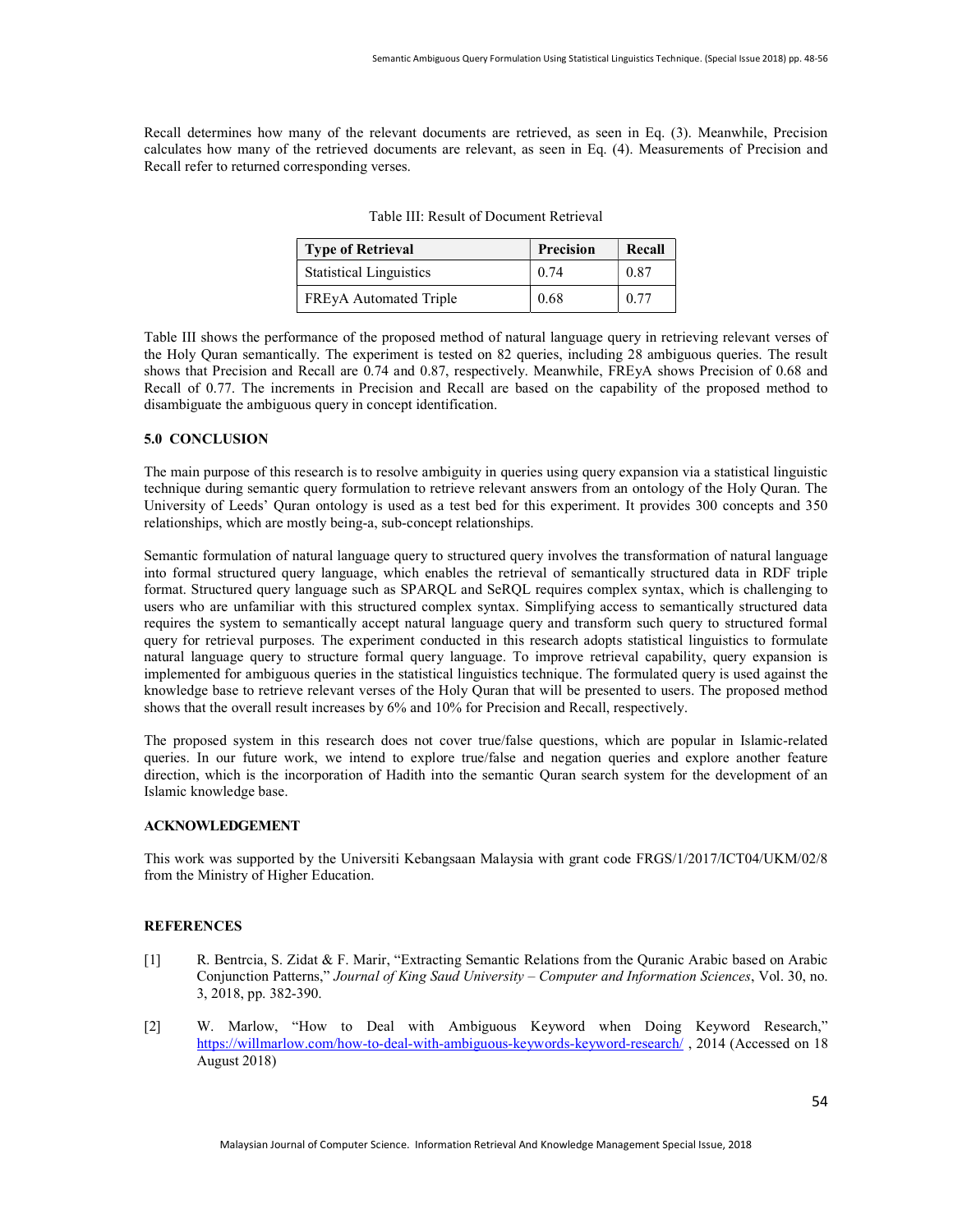Recall determines how many of the relevant documents are retrieved, as seen in Eq. (3). Meanwhile, Precision calculates how many of the retrieved documents are relevant, as seen in Eq. (4). Measurements of Precision and Recall refer to returned corresponding verses.

Table III: Result of Document Retrieval

| Type of Retrieval | Precision | Recall |
|---|---|---|
| Statistical Linguistics | 0.74 | 0.87 |
| FREyA Automated Triple | 0.68 | 0.77 |

Table III shows the performance of the proposed method of natural language query in retrieving relevant verses of the Holy Quran semantically. The experiment is tested on 82 queries, including 28 ambiguous queries. The result shows that Precision and Recall are 0.74 and 0.87, respectively. Meanwhile, FREyA shows Precision of 0.68 and Recall of 0.77. The increments in Precision and Recall are based on the capability of the proposed method to disambiguate the ambiguous query in concept identification.

## 5.0 CONCLUSION

The main purpose of this research is to resolve ambiguity in queries using query expansion via a statistical linguistic technique during semantic query formulation to retrieve relevant answers from an ontology of the Holy Quran. The University of Leeds' Quran ontology is used as a test bed for this experiment. It provides 300 concepts and 350 relationships, which are mostly being-a, sub-concept relationships.

Semantic formulation of natural language query to structured query involves the transformation of natural language into formal structured query language, which enables the retrieval of semantically structured data in RDF triple format. Structured query language such as SPARQL and SeRQL requires complex syntax, which is challenging to users who are unfamiliar with this structured complex syntax. Simplifying access to semantically structured data requires the system to semantically accept natural language query and transform such query to structured formal query for retrieval purposes. The experiment conducted in this research adopts statistical linguistics to formulate natural language query to structure formal query language. To improve retrieval capability, query expansion is implemented for ambiguous queries in the statistical linguistics technique. The formulated query is used against the knowledge base to retrieve relevant verses of the Holy Quran that will be presented to users. The proposed method shows that the overall result increases by 6% and 10% for Precision and Recall, respectively.

The proposed system in this research does not cover true/false questions, which are popular in Islamic-related queries. In our future work, we intend to explore true/false and negation queries and explore another feature direction, which is the incorporation of Hadith into the semantic Quran search system for the development of an Islamic knowledge base.

## ACKNOWLEDGEMENT

This work was supported by the Universiti Kebangsaan Malaysia with grant code FRGS/1/2017/ICT04/UKM/02/8 from the Ministry of Higher Education.

## REFERENCES

[1] R. Bentrcia, S. Zidat & F. Marir, "Extracting Semantic Relations from the Quranic Arabic based on Arabic Conjunction Patterns," *Journal of King Saud University – Computer and Information Sciences*, Vol. 30, no. 3, 2018, pp. 382-390.

[2] W. Marlow, "How to Deal with Ambiguous Keyword when Doing Keyword Research," https://willmarlow.com/how-to-deal-with-ambiguous-keywords-keyword-research/ , 2014 (Accessed on 18 August 2018)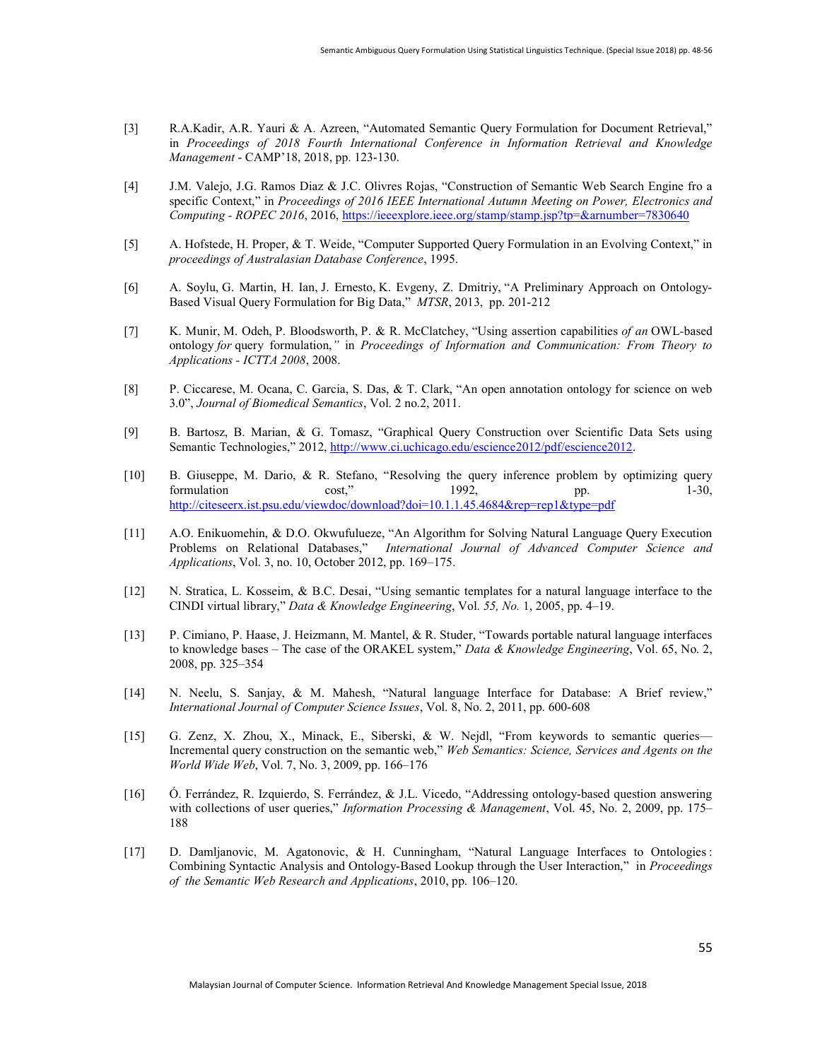[3] R.A.Kadir, A.R. Yauri & A. Azreen, "Automated Semantic Query Formulation for Document Retrieval," in *Proceedings of 2018 Fourth International Conference in Information Retrieval and Knowledge Management* - CAMP'18, 2018, pp. 123-130.

[4] J.M. Valejo, J.G. Ramos Diaz & J.C. Olivres Rojas, "Construction of Semantic Web Search Engine fro a specific Context," in *Proceedings of 2016 IEEE International Autumn Meeting on Power, Electronics and Computing - ROPEC 2016*, 2016, https://ieeexplore.ieee.org/stamp/stamp.jsp?tp=&arnumber=7830640

[5] A. Hofstede, H. Proper, & T. Weide, "Computer Supported Query Formulation in an Evolving Context," in *proceedings of Australasian Database Conference*, 1995.

[6] A. Soylu, G. Martin, H. Ian, J. Ernesto, K. Evgeny, Z. Dmitriy, "A Preliminary Approach on Ontology-Based Visual Query Formulation for Big Data," *MTSR*, 2013, pp. 201-212

[7] K. Munir, M. Odeh, P. Bloodsworth, P. & R. McClatchey, "Using assertion capabilities *of an* OWL-based ontology *for* query formulation,*"* in *Proceedings of Information and Communication: From Theory to Applications - ICTTA 2008*, 2008.

[8] P. Ciccarese, M. Ocana, C. Garcia, S. Das, & T. Clark, "An open annotation ontology for science on web 3.0", *Journal of Biomedical Semantics*, Vol. 2 no.2, 2011.

[9] B. Bartosz, B. Marian, & G. Tomasz, "Graphical Query Construction over Scientific Data Sets using Semantic Technologies," 2012, http://www.ci.uchicago.edu/escience2012/pdf/escience2012.

[10] B. Giuseppe, M. Dario, & R. Stefano, "Resolving the query inference problem by optimizing query formulation cost," 1992, pp. 1-30, http://citeseerx.ist.psu.edu/viewdoc/download?doi=10.1.1.45.4684&rep=rep1&type=pdf

[11] A.O. Enikuomehin, & D.O. Okwufulueze, "An Algorithm for Solving Natural Language Query Execution Problems on Relational Databases," *International Journal of Advanced Computer Science and Applications*, Vol. 3, no. 10, October 2012, pp. 169–175.

[12] N. Stratica, L. Kosseim, & B.C. Desai, "Using semantic templates for a natural language interface to the CINDI virtual library," *Data & Knowledge Engineering*, Vol. *55, No.* 1, 2005, pp. 4–19.

[13] P. Cimiano, P. Haase, J. Heizmann, M. Mantel, & R. Studer, "Towards portable natural language interfaces to knowledge bases – The case of the ORAKEL system," *Data & Knowledge Engineering*, Vol. 65, No. 2, 2008, pp. 325–354

[14] N. Neelu, S. Sanjay, & M. Mahesh, "Natural language Interface for Database: A Brief review," *International Journal of Computer Science Issues*, Vol. 8, No. 2, 2011, pp. 600-608

[15] G. Zenz, X. Zhou, X., Minack, E., Siberski, & W. Nejdl, "From keywords to semantic queries—Incremental query construction on the semantic web," *Web Semantics: Science, Services and Agents on the World Wide Web*, Vol. 7, No. 3, 2009, pp. 166–176

[16] Ó. Ferrández, R. Izquierdo, S. Ferrández, & J.L. Vicedo, "Addressing ontology-based question answering with collections of user queries," *Information Processing & Management*, Vol. 45, No. 2, 2009, pp. 175–188

[17] D. Damljanovic, M. Agatonovic, & H. Cunningham, "Natural Language Interfaces to Ontologies : Combining Syntactic Analysis and Ontology-Based Lookup through the User Interaction," in *Proceedings of the Semantic Web Research and Applications*, 2010, pp. 106–120.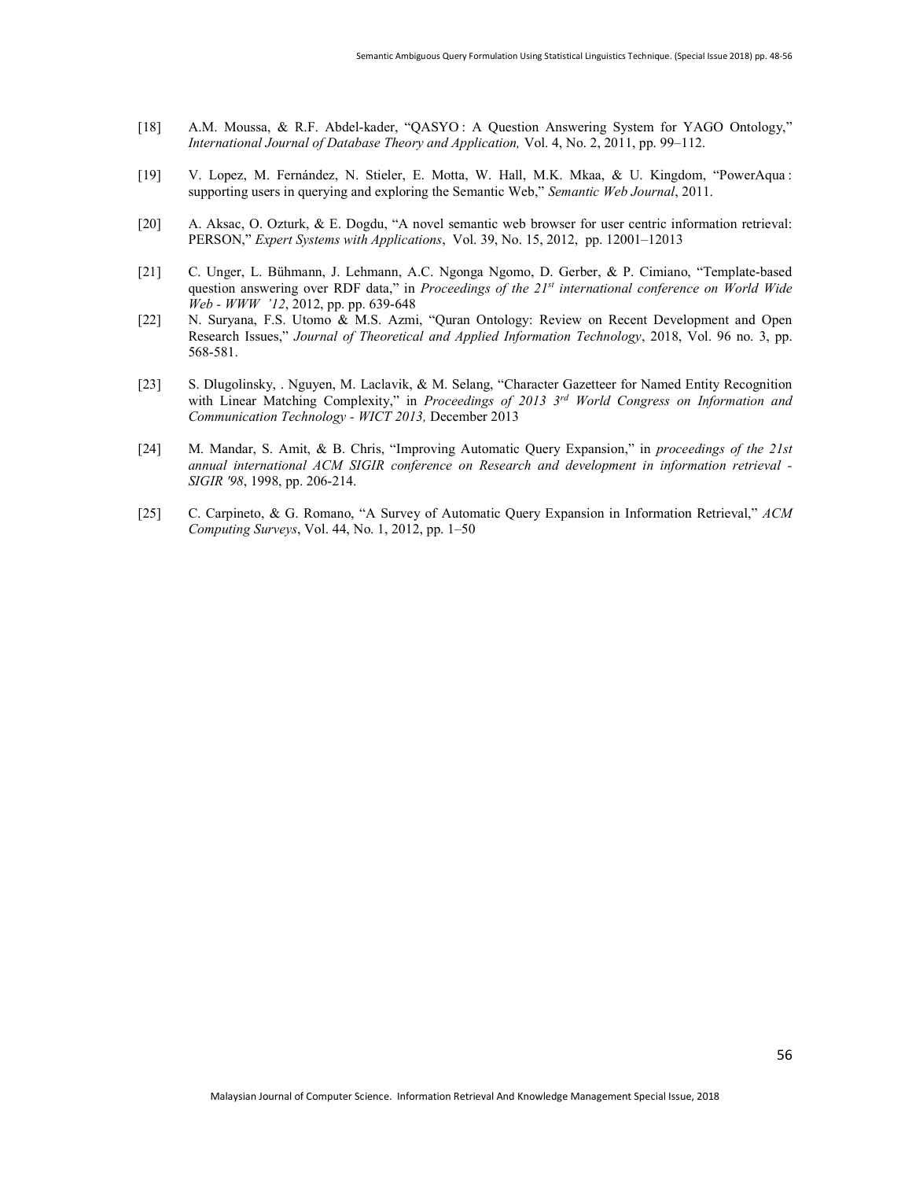[18] A.M. Moussa, & R.F. Abdel-kader, "QASYO : A Question Answering System for YAGO Ontology," *International Journal of Database Theory and Application,* Vol. 4, No. 2, 2011, pp. 99–112.

[19] V. Lopez, M. Fernández, N. Stieler, E. Motta, W. Hall, M.K. Mkaa, & U. Kingdom, "PowerAqua : supporting users in querying and exploring the Semantic Web," *Semantic Web Journal*, 2011.

[20] A. Aksac, O. Ozturk, & E. Dogdu, "A novel semantic web browser for user centric information retrieval: PERSON," *Expert Systems with Applications*, Vol. 39, No. 15, 2012, pp. 12001–12013

[21] C. Unger, L. Bühmann, J. Lehmann, A.C. Ngonga Ngomo, D. Gerber, & P. Cimiano, "Template-based question answering over RDF data," in *Proceedings of the 21st international conference on World Wide Web - WWW '12*, 2012, pp. pp. 639-648

[22] N. Suryana, F.S. Utomo & M.S. Azmi, "Quran Ontology: Review on Recent Development and Open Research Issues," *Journal of Theoretical and Applied Information Technology*, 2018, Vol. 96 no. 3, pp. 568-581.

[23] S. Dlugolinsky, . Nguyen, M. Laclavik, & M. Selang, "Character Gazetteer for Named Entity Recognition with Linear Matching Complexity," in *Proceedings of 2013 3rd World Congress on Information and Communication Technology - WICT 2013,* December 2013

[24] M. Mandar, S. Amit, & B. Chris, "Improving Automatic Query Expansion," in *proceedings of the 21st annual international ACM SIGIR conference on Research and development in information retrieval - SIGIR '98*, 1998, pp. 206-214.

[25] C. Carpineto, & G. Romano, "A Survey of Automatic Query Expansion in Information Retrieval," *ACM Computing Surveys*, Vol. 44, No. 1, 2012, pp. 1–50